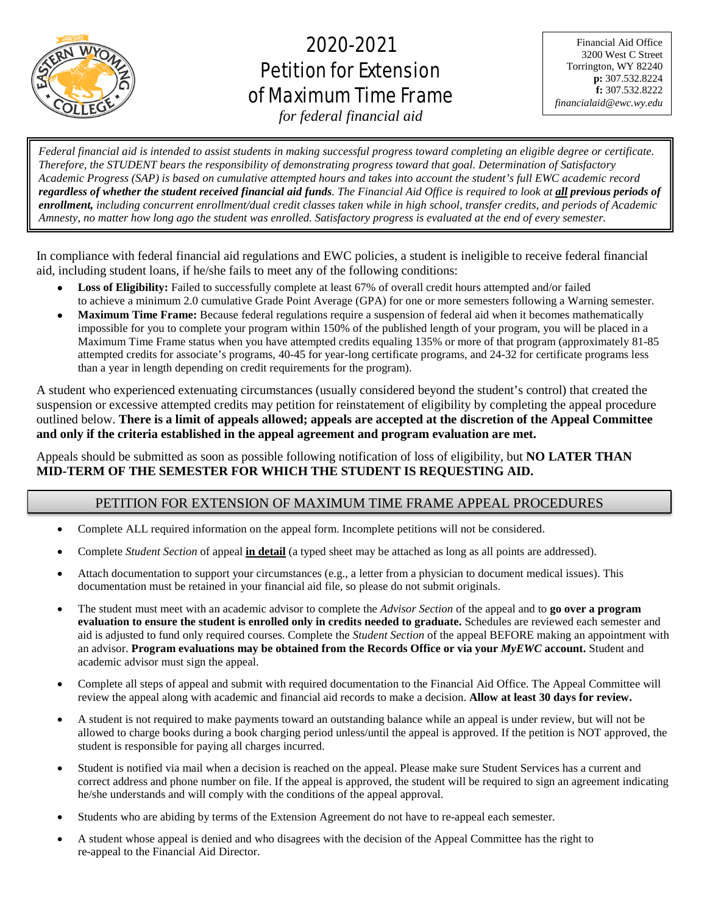# 2020-2021 Petition for Extension of Maximum Time Frame

*for federal financial aid*

Financial Aid Office
3200 West C Street
Torrington, WY 82240
**p:** 307.532.8224
**f:** 307.532.8222
*financialaid@ewc.wy.edu*

*Federal financial aid is intended to assist students in making successful progress toward completing an eligible degree or certificate. Therefore, the STUDENT bears the responsibility of demonstrating progress toward that goal. Determination of Satisfactory Academic Progress (SAP) is based on cumulative attempted hours and takes into account the student's full EWC academic record* ***regardless of whether the student received financial aid funds****. The Financial Aid Office is required to look at* ***all previous periods of enrollment,*** *including concurrent enrollment/dual credit classes taken while in high school, transfer credits, and periods of Academic Amnesty, no matter how long ago the student was enrolled. Satisfactory progress is evaluated at the end of every semester.*

In compliance with federal financial aid regulations and EWC policies, a student is ineligible to receive federal financial aid, including student loans, if he/she fails to meet any of the following conditions:

- **Loss of Eligibility:** Failed to successfully complete at least 67% of overall credit hours attempted and/or failed to achieve a minimum 2.0 cumulative Grade Point Average (GPA) for one or more semesters following a Warning semester.
- **Maximum Time Frame:** Because federal regulations require a suspension of federal aid when it becomes mathematically impossible for you to complete your program within 150% of the published length of your program, you will be placed in a Maximum Time Frame status when you have attempted credits equaling 135% or more of that program (approximately 81-85 attempted credits for associate's programs, 40-45 for year-long certificate programs, and 24-32 for certificate programs less than a year in length depending on credit requirements for the program).

A student who experienced extenuating circumstances (usually considered beyond the student's control) that created the suspension or excessive attempted credits may petition for reinstatement of eligibility by completing the appeal procedure outlined below. **There is a limit of appeals allowed; appeals are accepted at the discretion of the Appeal Committee and only if the criteria established in the appeal agreement and program evaluation are met.**

Appeals should be submitted as soon as possible following notification of loss of eligibility, but **NO LATER THAN MID-TERM OF THE SEMESTER FOR WHICH THE STUDENT IS REQUESTING AID.**

## PETITION FOR EXTENSION OF MAXIMUM TIME FRAME APPEAL PROCEDURES

- Complete ALL required information on the appeal form. Incomplete petitions will not be considered.
- Complete *Student Section* of appeal **in detail** (a typed sheet may be attached as long as all points are addressed).
- Attach documentation to support your circumstances (e.g., a letter from a physician to document medical issues). This documentation must be retained in your financial aid file, so please do not submit originals.
- The student must meet with an academic advisor to complete the *Advisor Section* of the appeal and to **go over a program evaluation to ensure the student is enrolled only in credits needed to graduate.** Schedules are reviewed each semester and aid is adjusted to fund only required courses. Complete the *Student Section* of the appeal BEFORE making an appointment with an advisor. **Program evaluations may be obtained from the Records Office or via your *MyEWC* account.** Student and academic advisor must sign the appeal.
- Complete all steps of appeal and submit with required documentation to the Financial Aid Office. The Appeal Committee will review the appeal along with academic and financial aid records to make a decision. **Allow at least 30 days for review.**
- A student is not required to make payments toward an outstanding balance while an appeal is under review, but will not be allowed to charge books during a book charging period unless/until the appeal is approved. If the petition is NOT approved, the student is responsible for paying all charges incurred.
- Student is notified via mail when a decision is reached on the appeal. Please make sure Student Services has a current and correct address and phone number on file. If the appeal is approved, the student will be required to sign an agreement indicating he/she understands and will comply with the conditions of the appeal approval.
- Students who are abiding by terms of the Extension Agreement do not have to re-appeal each semester.
- A student whose appeal is denied and who disagrees with the decision of the Appeal Committee has the right to re-appeal to the Financial Aid Director.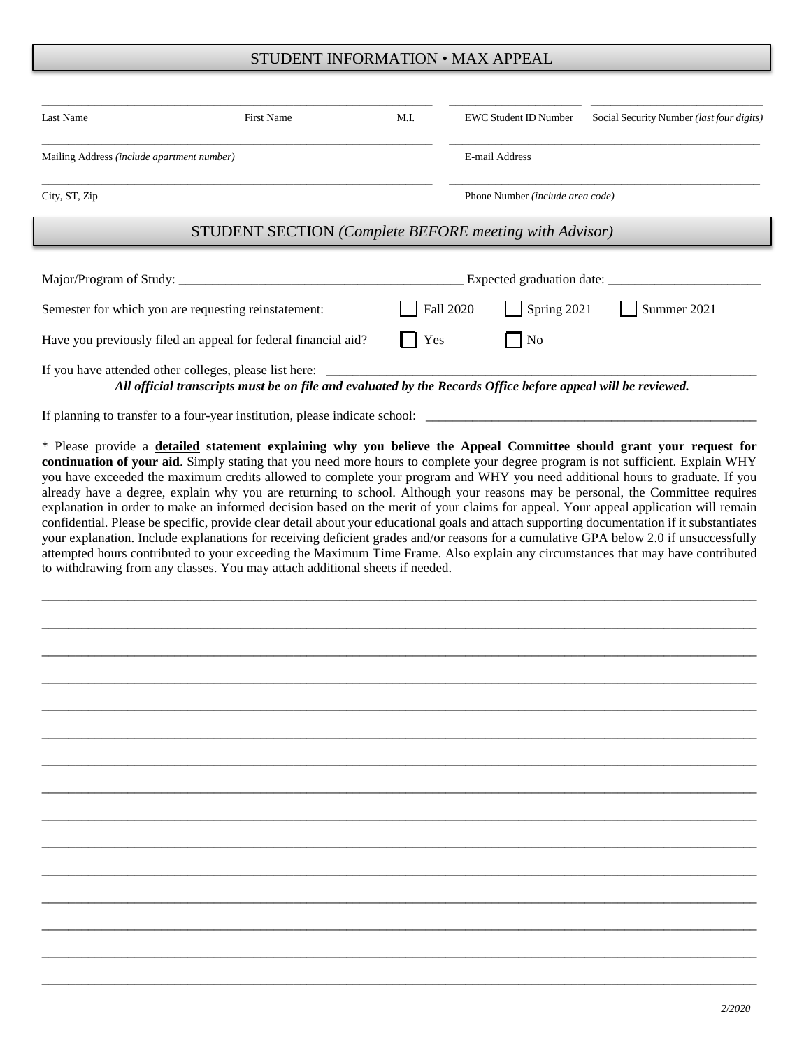## STUDENT INFORMATION • MAX APPEAL

______________________________ ______________________________ ______ ______________________ ______________________

Last Name First Name M.I. EWC Student ID Number Social Security Number *(last four digits)*

______________________________________________________ ______________________________________________

Mailing Address *(include apartment number)* E-mail Address

______________________________________________________ ______________________________________________

City, ST, Zip Phone Number *(include area code)*

## STUDENT SECTION *(Complete BEFORE meeting with Advisor)*

Major/Program of Study: ________________________________________ Expected graduation date: ______________________

Semester for which you are requesting reinstatement: ☐ Fall 2020 ☐ Spring 2021 ☐ Summer 2021

Have you previously filed an appeal for federal financial aid? ☐ Yes ☐ No

If you have attended other colleges, please list here: ____________________________________________________________

***All official transcripts must be on file and evaluated by the Records Office before appeal will be reviewed.***

If planning to transfer to a four-year institution, please indicate school: _______________________________________________

* Please provide a **<u>detailed</u> statement explaining why you believe the Appeal Committee should grant your request for continuation of your aid**. Simply stating that you need more hours to complete your degree program is not sufficient. Explain WHY you have exceeded the maximum credits allowed to complete your program and WHY you need additional hours to graduate. If you already have a degree, explain why you are returning to school. Although your reasons may be personal, the Committee requires explanation in order to make an informed decision based on the merit of your claims for appeal. Your appeal application will remain confidential. Please be specific, provide clear detail about your educational goals and attach supporting documentation if it substantiates your explanation. Include explanations for receiving deficient grades and/or reasons for a cumulative GPA below 2.0 if unsuccessfully attempted hours contributed to your exceeding the Maximum Time Frame. Also explain any circumstances that may have contributed to withdrawing from any classes. You may attach additional sheets if needed.

______________________________________________________________________________________________________

______________________________________________________________________________________________________

______________________________________________________________________________________________________

______________________________________________________________________________________________________

______________________________________________________________________________________________________

______________________________________________________________________________________________________

______________________________________________________________________________________________________

______________________________________________________________________________________________________

______________________________________________________________________________________________________

______________________________________________________________________________________________________

______________________________________________________________________________________________________

______________________________________________________________________________________________________

______________________________________________________________________________________________________

______________________________________________________________________________________________________

______________________________________________________________________________________________________

*2/2020*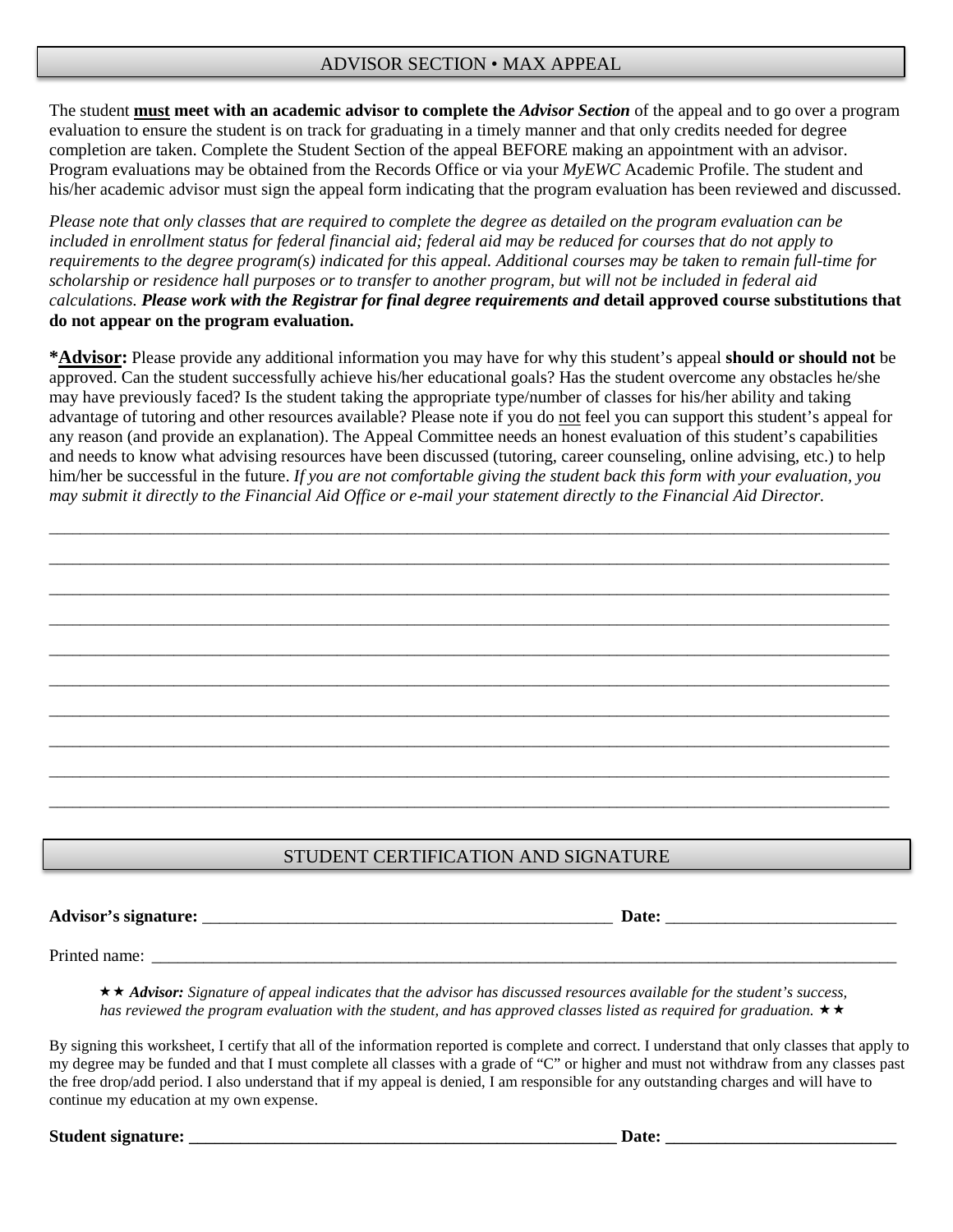## ADVISOR SECTION • MAX APPEAL

The student **must meet with an academic advisor to complete the *Advisor Section*** of the appeal and to go over a program evaluation to ensure the student is on track for graduating in a timely manner and that only credits needed for degree completion are taken. Complete the Student Section of the appeal BEFORE making an appointment with an advisor. Program evaluations may be obtained from the Records Office or via your *MyEWC* Academic Profile. The student and his/her academic advisor must sign the appeal form indicating that the program evaluation has been reviewed and discussed.

*Please note that only classes that are required to complete the degree as detailed on the program evaluation can be included in enrollment status for federal financial aid; federal aid may be reduced for courses that do not apply to requirements to the degree program(s) indicated for this appeal. Additional courses may be taken to remain full-time for scholarship or residence hall purposes or to transfer to another program, but will not be included in federal aid calculations.* ***Please work with the Registrar for final degree requirements and*** **detail approved course substitutions that do not appear on the program evaluation.**

**\*Advisor:** Please provide any additional information you may have for why this student's appeal **should or should not** be approved. Can the student successfully achieve his/her educational goals? Has the student overcome any obstacles he/she may have previously faced? Is the student taking the appropriate type/number of classes for his/her ability and taking advantage of tutoring and other resources available? Please note if you do not feel you can support this student's appeal for any reason (and provide an explanation). The Appeal Committee needs an honest evaluation of this student's capabilities and needs to know what advising resources have been discussed (tutoring, career counseling, online advising, etc.) to help him/her be successful in the future. *If you are not comfortable giving the student back this form with your evaluation, you may submit it directly to the Financial Aid Office or e-mail your statement directly to the Financial Aid Director.*

________________________________________________________________________________________________

________________________________________________________________________________________________

________________________________________________________________________________________________

________________________________________________________________________________________________

________________________________________________________________________________________________

________________________________________________________________________________________________

________________________________________________________________________________________________

________________________________________________________________________________________________

________________________________________________________________________________________________

________________________________________________________________________________________________

## STUDENT CERTIFICATION AND SIGNATURE

**Advisor's signature:** _______________________________________________ **Date:** __________________________

Printed name: ________________________________________________________________________________________

★★ ***Advisor:*** *Signature of appeal indicates that the advisor has discussed resources available for the student's success, has reviewed the program evaluation with the student, and has approved classes listed as required for graduation.* ★★

By signing this worksheet, I certify that all of the information reported is complete and correct. I understand that only classes that apply to my degree may be funded and that I must complete all classes with a grade of "C" or higher and must not withdraw from any classes past the free drop/add period. I also understand that if my appeal is denied, I am responsible for any outstanding charges and will have to continue my education at my own expense.

**Student signature: _________________________________________________ Date: __________________________**